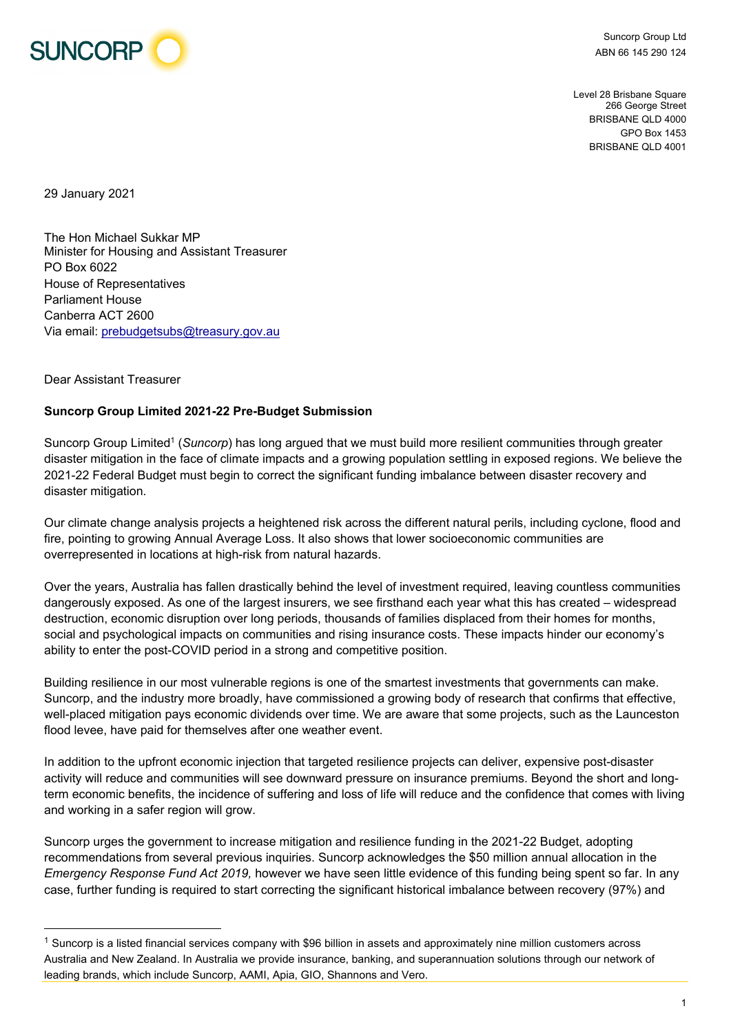SUNCORP

Suncorp Group Ltd
ABN 66 145 290 124

Level 28 Brisbane Square
266 George Street
BRISBANE QLD 4000
GPO Box 1453
BRISBANE QLD 4001

29 January 2021

The Hon Michael Sukkar MP
Minister for Housing and Assistant Treasurer
PO Box 6022
House of Representatives
Parliament House
Canberra ACT 2600
Via email: prebudgetsubs@treasury.gov.au

Dear Assistant Treasurer

**Suncorp Group Limited 2021-22 Pre-Budget Submission**

Suncorp Group Limited[1] (*Suncorp*) has long argued that we must build more resilient communities through greater disaster mitigation in the face of climate impacts and a growing population settling in exposed regions. We believe the 2021-22 Federal Budget must begin to correct the significant funding imbalance between disaster recovery and disaster mitigation.

Our climate change analysis projects a heightened risk across the different natural perils, including cyclone, flood and fire, pointing to growing Annual Average Loss. It also shows that lower socioeconomic communities are overrepresented in locations at high-risk from natural hazards.

Over the years, Australia has fallen drastically behind the level of investment required, leaving countless communities dangerously exposed. As one of the largest insurers, we see firsthand each year what this has created – widespread destruction, economic disruption over long periods, thousands of families displaced from their homes for months, social and psychological impacts on communities and rising insurance costs. These impacts hinder our economy's ability to enter the post-COVID period in a strong and competitive position.

Building resilience in our most vulnerable regions is one of the smartest investments that governments can make. Suncorp, and the industry more broadly, have commissioned a growing body of research that confirms that effective, well-placed mitigation pays economic dividends over time. We are aware that some projects, such as the Launceston flood levee, have paid for themselves after one weather event.

In addition to the upfront economic injection that targeted resilience projects can deliver, expensive post-disaster activity will reduce and communities will see downward pressure on insurance premiums. Beyond the short and long-term economic benefits, the incidence of suffering and loss of life will reduce and the confidence that comes with living and working in a safer region will grow.

Suncorp urges the government to increase mitigation and resilience funding in the 2021-22 Budget, adopting recommendations from several previous inquiries. Suncorp acknowledges the $50 million annual allocation in the *Emergency Response Fund Act 2019,* however we have seen little evidence of this funding being spent so far. In any case, further funding is required to start correcting the significant historical imbalance between recovery (97%) and

---

[1] Suncorp is a listed financial services company with $96 billion in assets and approximately nine million customers across Australia and New Zealand. In Australia we provide insurance, banking, and superannuation solutions through our network of leading brands, which include Suncorp, AAMI, Apia, GIO, Shannons and Vero.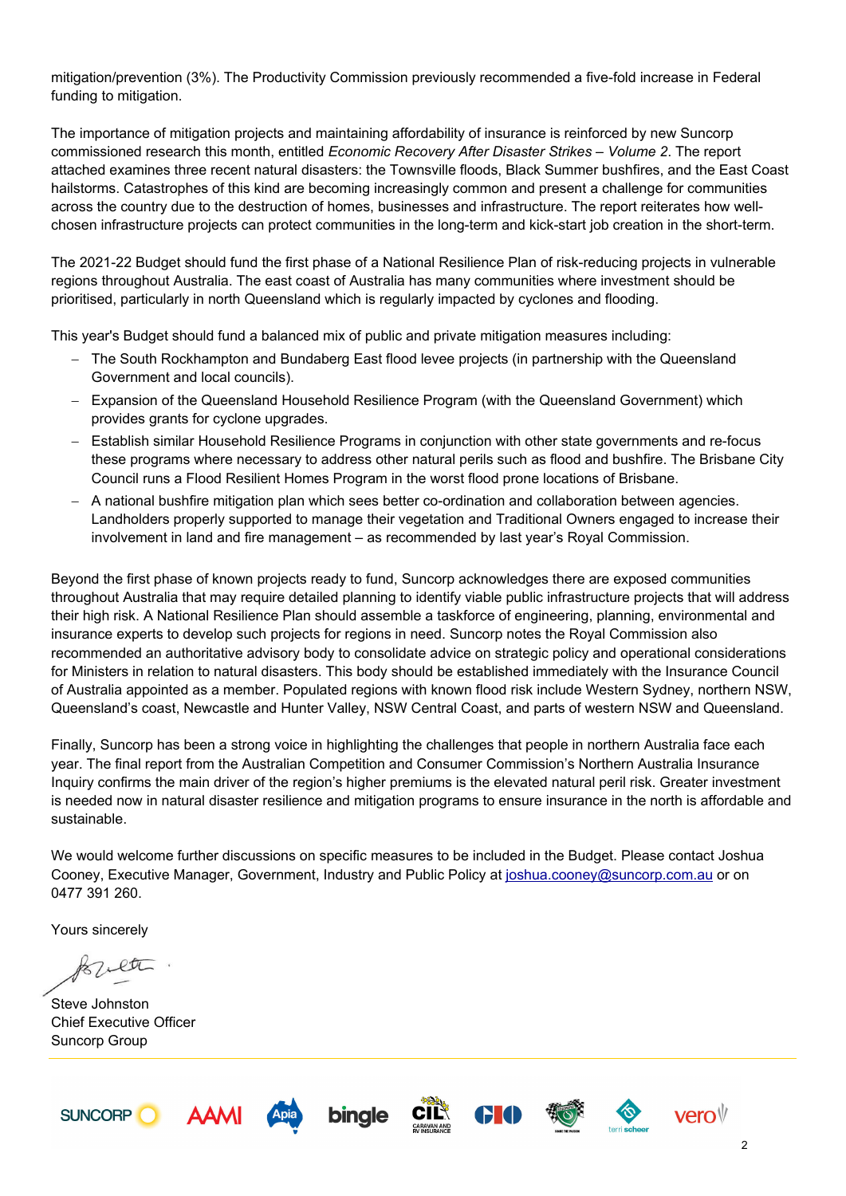mitigation/prevention (3%). The Productivity Commission previously recommended a five-fold increase in Federal funding to mitigation.

The importance of mitigation projects and maintaining affordability of insurance is reinforced by new Suncorp commissioned research this month, entitled *Economic Recovery After Disaster Strikes – Volume 2*. The report attached examines three recent natural disasters: the Townsville floods, Black Summer bushfires, and the East Coast hailstorms. Catastrophes of this kind are becoming increasingly common and present a challenge for communities across the country due to the destruction of homes, businesses and infrastructure. The report reiterates how well-chosen infrastructure projects can protect communities in the long-term and kick-start job creation in the short-term.

The 2021-22 Budget should fund the first phase of a National Resilience Plan of risk-reducing projects in vulnerable regions throughout Australia. The east coast of Australia has many communities where investment should be prioritised, particularly in north Queensland which is regularly impacted by cyclones and flooding.

This year's Budget should fund a balanced mix of public and private mitigation measures including:

- The South Rockhampton and Bundaberg East flood levee projects (in partnership with the Queensland Government and local councils).
- Expansion of the Queensland Household Resilience Program (with the Queensland Government) which provides grants for cyclone upgrades.
- Establish similar Household Resilience Programs in conjunction with other state governments and re-focus these programs where necessary to address other natural perils such as flood and bushfire. The Brisbane City Council runs a Flood Resilient Homes Program in the worst flood prone locations of Brisbane.
- A national bushfire mitigation plan which sees better co-ordination and collaboration between agencies. Landholders properly supported to manage their vegetation and Traditional Owners engaged to increase their involvement in land and fire management – as recommended by last year's Royal Commission.

Beyond the first phase of known projects ready to fund, Suncorp acknowledges there are exposed communities throughout Australia that may require detailed planning to identify viable public infrastructure projects that will address their high risk. A National Resilience Plan should assemble a taskforce of engineering, planning, environmental and insurance experts to develop such projects for regions in need. Suncorp notes the Royal Commission also recommended an authoritative advisory body to consolidate advice on strategic policy and operational considerations for Ministers in relation to natural disasters. This body should be established immediately with the Insurance Council of Australia appointed as a member. Populated regions with known flood risk include Western Sydney, northern NSW, Queensland's coast, Newcastle and Hunter Valley, NSW Central Coast, and parts of western NSW and Queensland.

Finally, Suncorp has been a strong voice in highlighting the challenges that people in northern Australia face each year. The final report from the Australian Competition and Consumer Commission's Northern Australia Insurance Inquiry confirms the main driver of the region's higher premiums is the elevated natural peril risk. Greater investment is needed now in natural disaster resilience and mitigation programs to ensure insurance in the north is affordable and sustainable.

We would welcome further discussions on specific measures to be included in the Budget. Please contact Joshua Cooney, Executive Manager, Government, Industry and Public Policy at joshua.cooney@suncorp.com.au or on 0477 391 260.

Yours sincerely

Steve Johnston
Chief Executive Officer
Suncorp Group